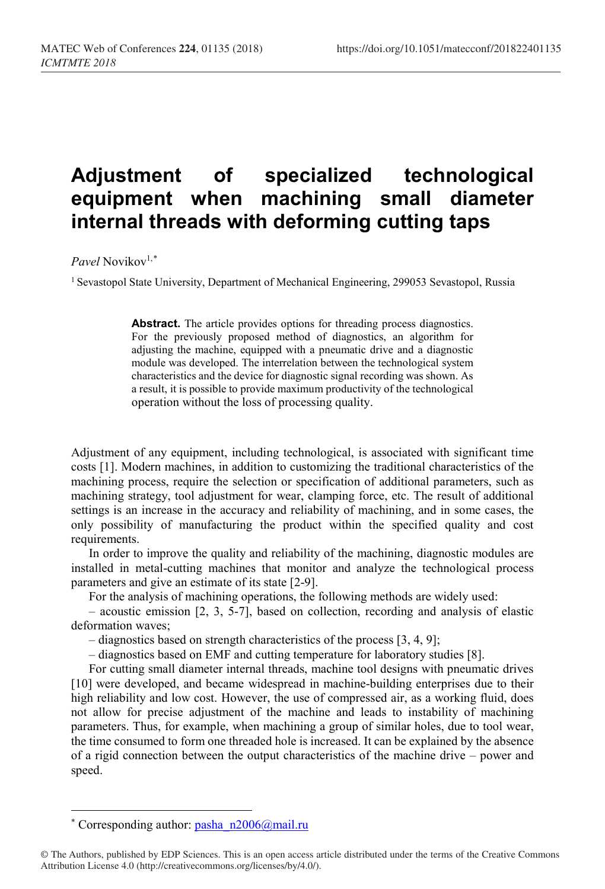# Adjustment of specialized technological equipment when machining small diameter internal threads with deforming cutting taps

*Pavel* Novikov[1,*]

[1] Sevastopol State University, Department of Mechanical Engineering, 299053 Sevastopol, Russia

**Abstract.** The article provides options for threading process diagnostics. For the previously proposed method of diagnostics, an algorithm for adjusting the machine, equipped with a pneumatic drive and a diagnostic module was developed. The interrelation between the technological system characteristics and the device for diagnostic signal recording was shown. As a result, it is possible to provide maximum productivity of the technological operation without the loss of processing quality.

Adjustment of any equipment, including technological, is associated with significant time costs [1]. Modern machines, in addition to customizing the traditional characteristics of the machining process, require the selection or specification of additional parameters, such as machining strategy, tool adjustment for wear, clamping force, etc. The result of additional settings is an increase in the accuracy and reliability of machining, and in some cases, the only possibility of manufacturing the product within the specified quality and cost requirements.

In order to improve the quality and reliability of the machining, diagnostic modules are installed in metal-cutting machines that monitor and analyze the technological process parameters and give an estimate of its state [2-9].

For the analysis of machining operations, the following methods are widely used:

– acoustic emission [2, 3, 5-7], based on collection, recording and analysis of elastic deformation waves;

– diagnostics based on strength characteristics of the process [3, 4, 9];

– diagnostics based on EMF and cutting temperature for laboratory studies [8].

For cutting small diameter internal threads, machine tool designs with pneumatic drives [10] were developed, and became widespread in machine-building enterprises due to their high reliability and low cost. However, the use of compressed air, as a working fluid, does not allow for precise adjustment of the machine and leads to instability of machining parameters. Thus, for example, when machining a group of similar holes, due to tool wear, the time consumed to form one threaded hole is increased. It can be explained by the absence of a rigid connection between the output characteristics of the machine drive – power and speed.

---

[*] Corresponding author: pasha_n2006@mail.ru

© The Authors, published by EDP Sciences. This is an open access article distributed under the terms of the Creative Commons Attribution License 4.0 (http://creativecommons.org/licenses/by/4.0/).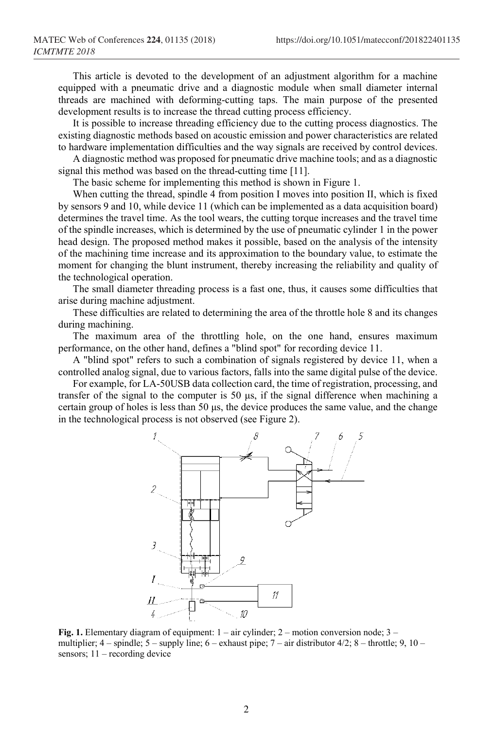This article is devoted to the development of an adjustment algorithm for a machine equipped with a pneumatic drive and a diagnostic module when small diameter internal threads are machined with deforming-cutting taps. The main purpose of the presented development results is to increase the thread cutting process efficiency.

It is possible to increase threading efficiency due to the cutting process diagnostics. The existing diagnostic methods based on acoustic emission and power characteristics are related to hardware implementation difficulties and the way signals are received by control devices.

A diagnostic method was proposed for pneumatic drive machine tools; and as a diagnostic signal this method was based on the thread-cutting time [11].

The basic scheme for implementing this method is shown in Figure 1.

When cutting the thread, spindle 4 from position I moves into position II, which is fixed by sensors 9 and 10, while device 11 (which can be implemented as a data acquisition board) determines the travel time. As the tool wears, the cutting torque increases and the travel time of the spindle increases, which is determined by the use of pneumatic cylinder 1 in the power head design. The proposed method makes it possible, based on the analysis of the intensity of the machining time increase and its approximation to the boundary value, to estimate the moment for changing the blunt instrument, thereby increasing the reliability and quality of the technological operation.

The small diameter threading process is a fast one, thus, it causes some difficulties that arise during machine adjustment.

These difficulties are related to determining the area of the throttle hole 8 and its changes during machining.

The maximum area of the throttling hole, on the one hand, ensures maximum performance, on the other hand, defines a "blind spot" for recording device 11.

A "blind spot" refers to such a combination of signals registered by device 11, when a controlled analog signal, due to various factors, falls into the same digital pulse of the device.

For example, for LA-50USB data collection card, the time of registration, processing, and transfer of the signal to the computer is 50 μs, if the signal difference when machining a certain group of holes is less than 50 μs, the device produces the same value, and the change in the technological process is not observed (see Figure 2).

**Fig. 1.** Elementary diagram of equipment: 1 – air cylinder; 2 – motion conversion node; 3 – multiplier; 4 – spindle; 5 – supply line; 6 – exhaust pipe; 7 – air distributor 4/2; 8 – throttle; 9, 10 – sensors; 11 – recording device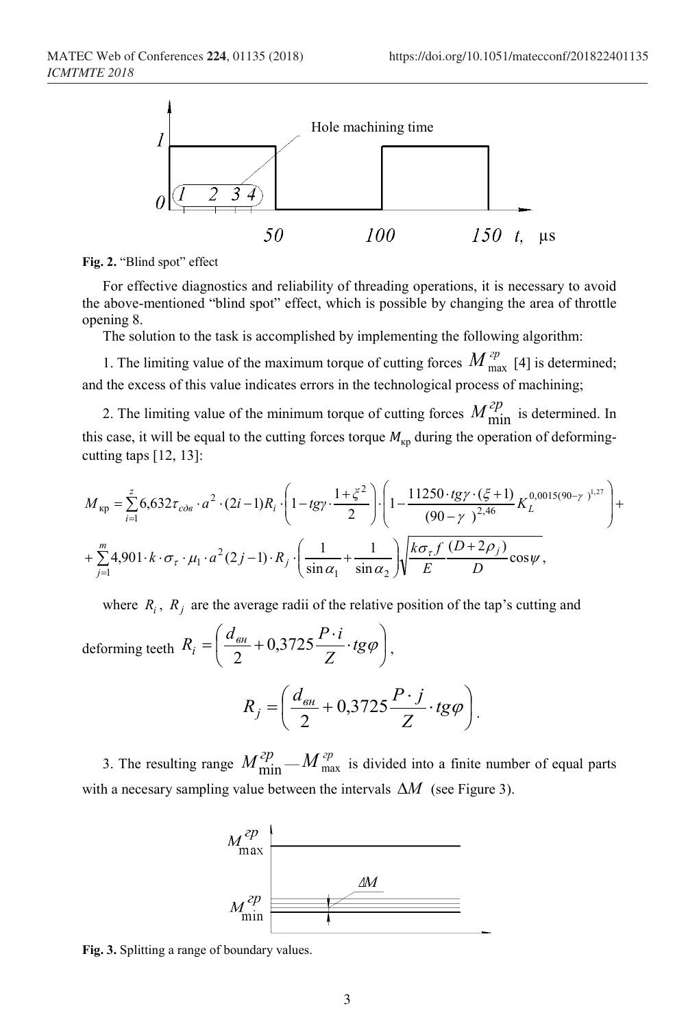Fig. 2. "Blind spot" effect

For effective diagnostics and reliability of threading operations, it is necessary to avoid the above-mentioned "blind spot" effect, which is possible by changing the area of throttle opening 8.

The solution to the task is accomplished by implementing the following algorithm:

1. The limiting value of the maximum torque of cutting forces $M_{\max}^{гр}$ [4] is determined; and the excess of this value indicates errors in the technological process of machining;

2. The limiting value of the minimum torque of cutting forces $M_{\min}^{гр}$ is determined. In this case, it will be equal to the cutting forces torque $M_{кр}$ during the operation of deforming-cutting taps [12, 13]:

$$M_{кр} = \sum_{i=1}^{z} 6{,}632 \tau_{сдв} \cdot a^2 \cdot (2i-1) R_i \cdot \left(1 - tg\gamma \cdot \frac{1+\xi^2}{2}\right) \cdot \left(1 - \frac{11250 \cdot tg\gamma \cdot (\xi+1)}{(90-\gamma)^{2{,}46}} K_L^{0{,}0015(90-\gamma)^{1{,}27}}\right) +$$

$$+ \sum_{j=1}^{m} 4{,}901 \cdot k \cdot \sigma_\tau \cdot \mu_1 \cdot a^2 (2j-1) \cdot R_j \cdot \left(\frac{1}{\sin\alpha_1} + \frac{1}{\sin\alpha_2}\right) \sqrt{\frac{k\sigma_\tau f}{E} \frac{(D+2\rho_j)}{D} \cos\psi},$$

where $R_i$, $R_j$ are the average radii of the relative position of the tap's cutting and deforming teeth $R_i = \left(\frac{d_{вн}}{2} + 0{,}3725 \frac{P \cdot i}{Z} \cdot tg\varphi\right)$,

$$R_j = \left(\frac{d_{вн}}{2} + 0{,}3725 \frac{P \cdot j}{Z} \cdot tg\varphi\right).$$

3. The resulting range $M_{\min}^{гр} — M_{\max}^{гр}$ is divided into a finite number of equal parts with a necesary sampling value between the intervals $\Delta M$ (see Figure 3).

Fig. 3. Splitting a range of boundary values.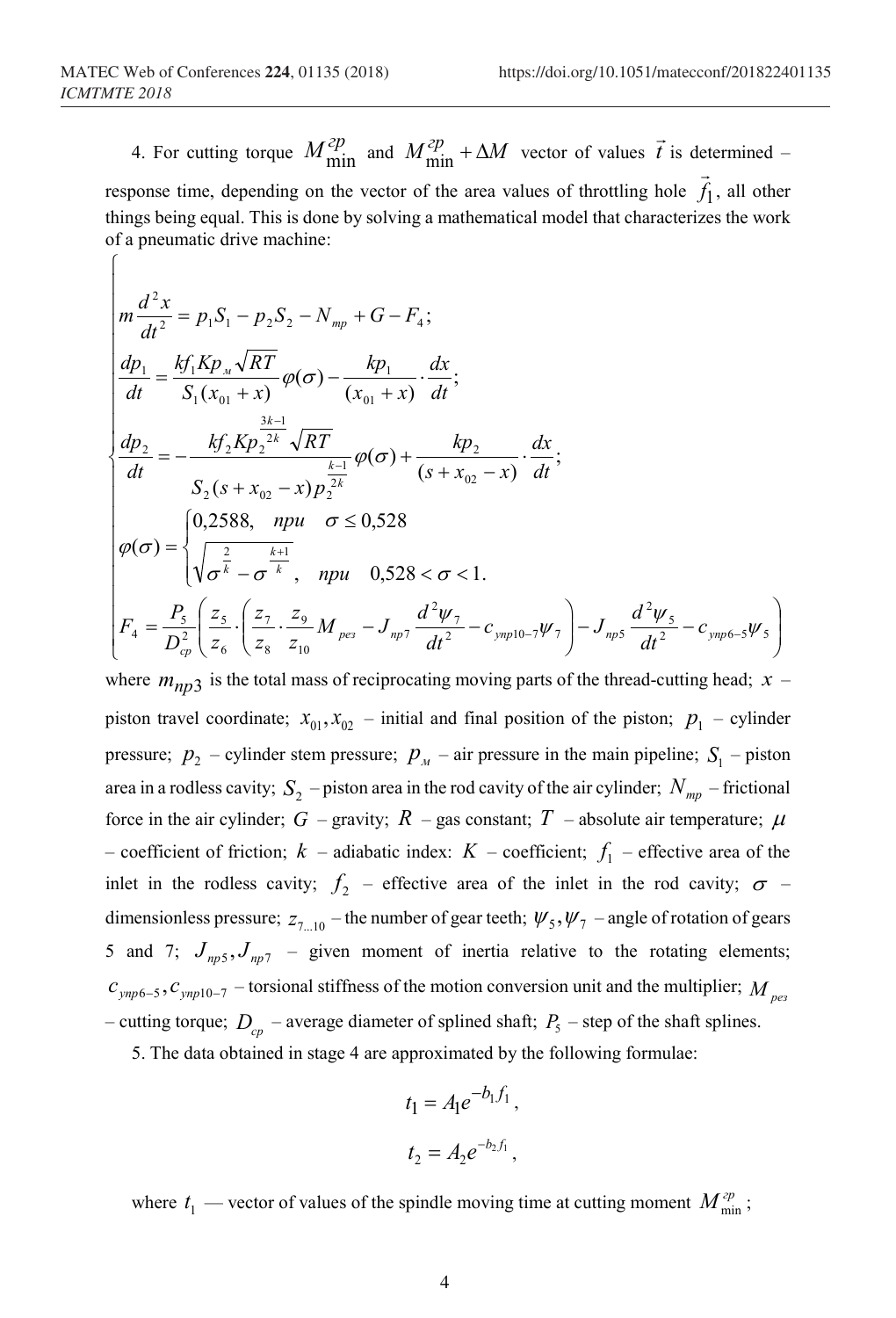4. For cutting torque $M_{\min}^{гр}$ and $M_{\min}^{гр} + \Delta M$ vector of values $\vec{t}$ is determined – response time, depending on the vector of the area values of throttling hole $\vec{f}_1$, all other things being equal. This is done by solving a mathematical model that characterizes the work of a pneumatic drive machine:

$$
\begin{cases}
m\dfrac{d^2x}{dt^2} = p_1S_1 - p_2S_2 - N_{тр} + G - F_4; \\
\dfrac{dp_1}{dt} = \dfrac{kf_1Kp_м\sqrt{RT}}{S_1(x_{01}+x)}\varphi(\sigma) - \dfrac{kp_1}{(x_{01}+x)}\cdot\dfrac{dx}{dt}; \\
\dfrac{dp_2}{dt} = -\dfrac{kf_2Kp_2^{\frac{3k-1}{2k}}\sqrt{RT}}{S_2(s+x_{02}-x)p_2^{\frac{k-1}{2k}}}\varphi(\sigma) + \dfrac{kp_2}{(s+x_{02}-x)}\cdot\dfrac{dx}{dt}; \\
\varphi(\sigma) = \begin{cases} 0{,}2588, & при \quad \sigma \le 0{,}528 \\ \sqrt{\sigma^{\frac{2}{k}} - \sigma^{\frac{k+1}{k}}}, & при \quad 0{,}528 < \sigma < 1. \end{cases} \\
F_4 = \dfrac{P_5}{D_{ср}^2}\left(\dfrac{z_5}{z_6}\cdot\left(\dfrac{z_7}{z_8}\cdot\dfrac{z_9}{z_{10}}M_{рез} - J_{пр7}\dfrac{d^2\psi_7}{dt^2} - c_{упр10-7}\psi_7\right) - J_{пр5}\dfrac{d^2\psi_5}{dt^2} - c_{упр6-5}\psi_5\right)
\end{cases}
$$

where $m_{np3}$ is the total mass of reciprocating moving parts of the thread-cutting head; $x$ – piston travel coordinate; $x_{01}, x_{02}$ – initial and final position of the piston; $p_1$ – cylinder pressure; $p_2$ – cylinder stem pressure; $p_м$ – air pressure in the main pipeline; $S_1$ – piston area in a rodless cavity; $S_2$ – piston area in the rod cavity of the air cylinder; $N_{тр}$ – frictional force in the air cylinder; $G$ – gravity; $R$ – gas constant; $T$ – absolute air temperature; $\mu$ – coefficient of friction; $k$ – adiabatic index: $K$ – coefficient; $f_1$ – effective area of the inlet in the rodless cavity; $f_2$ – effective area of the inlet in the rod cavity; $\sigma$ – dimensionless pressure; $z_{7...10}$ – the number of gear teeth; $\psi_5, \psi_7$ – angle of rotation of gears 5 and 7; $J_{пр5}, J_{пр7}$ – given moment of inertia relative to the rotating elements; $c_{упр6-5}, c_{упр10-7}$ – torsional stiffness of the motion conversion unit and the multiplier; $M_{рез}$ – cutting torque; $D_{ср}$ – average diameter of splined shaft; $P_5$ – step of the shaft splines.

5. The data obtained in stage 4 are approximated by the following formulae:

$$t_1 = A_1e^{-b_1f_1},$$

$$t_2 = A_2e^{-b_2f_1},$$

where $t_1$ — vector of values of the spindle moving time at cutting moment $M_{\min}^{гр}$;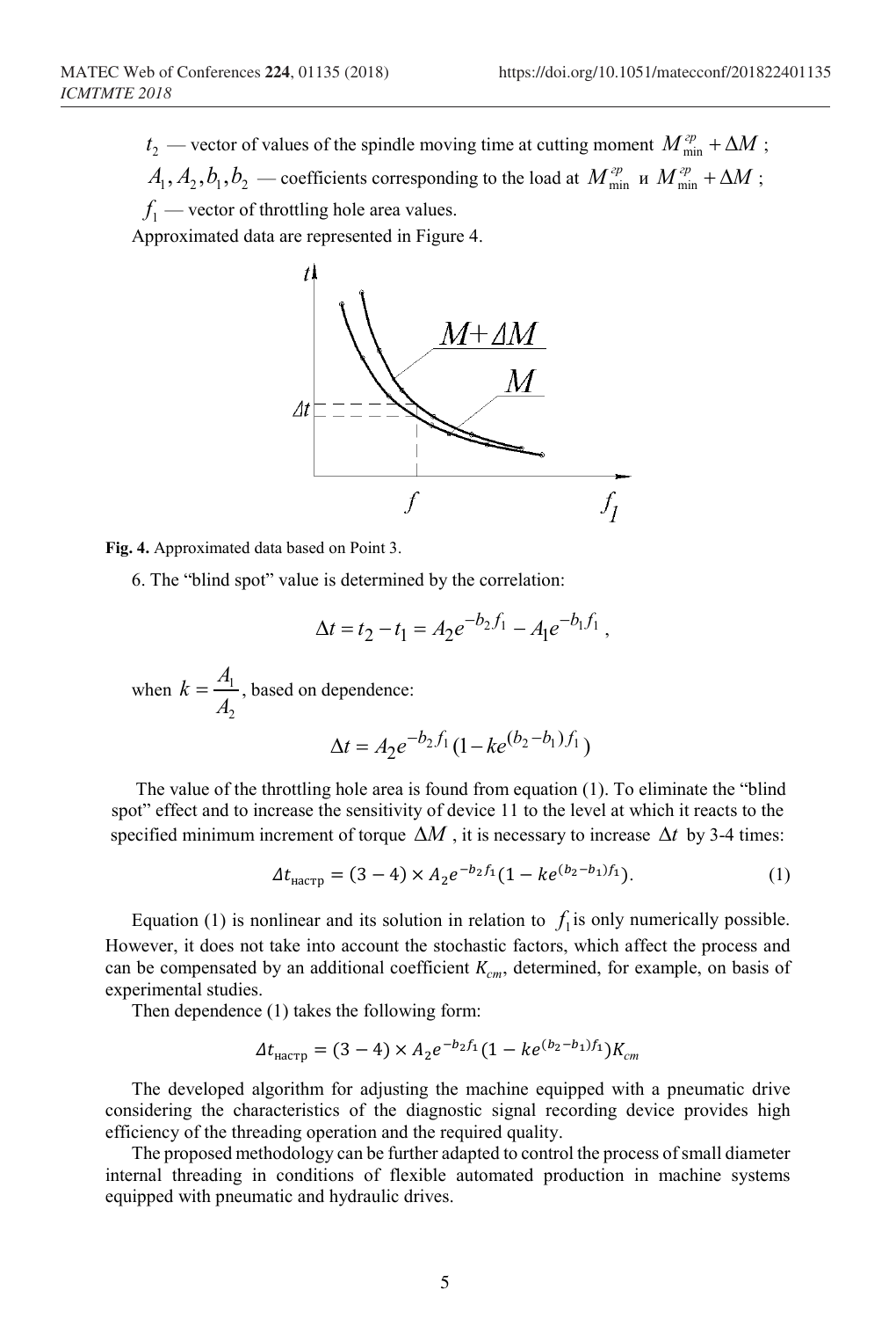$t_2$ — vector of values of the spindle moving time at cutting moment $M_{\min}^{гр} + \Delta M$ ;

$A_1, A_2, b_1, b_2$ — coefficients corresponding to the load at $M_{\min}^{гр}$ и $M_{\min}^{гр} + \Delta M$ ;

$f_1$ — vector of throttling hole area values.

Approximated data are represented in Figure 4.

**Fig. 4.** Approximated data based on Point 3.

6. The "blind spot" value is determined by the correlation:

$$\Delta t = t_2 - t_1 = A_2 e^{-b_2 f_1} - A_1 e^{-b_1 f_1} ,$$

when $k = \dfrac{A_1}{A_2}$, based on dependence:

$$\Delta t = A_2 e^{-b_2 f_1} (1 - k e^{(b_2 - b_1) f_1})$$

The value of the throttling hole area is found from equation (1). To eliminate the "blind spot" effect and to increase the sensitivity of device 11 to the level at which it reacts to the specified minimum increment of torque $\Delta M$ , it is necessary to increase $\Delta t$ by 3-4 times:

$$\Delta t_{настр} = (3-4) \times A_2 e^{-b_2 f_1} (1 - k e^{(b_2 - b_1) f_1}). \tag{1}$$

Equation (1) is nonlinear and its solution in relation to $f_1$ is only numerically possible. However, it does not take into account the stochastic factors, which affect the process and can be compensated by an additional coefficient $K_{cm}$, determined, for example, on basis of experimental studies.

Then dependence (1) takes the following form:

$$\Delta t_{настр} = (3-4) \times A_2 e^{-b_2 f_1} (1 - k e^{(b_2 - b_1) f_1}) K_{cm}$$

The developed algorithm for adjusting the machine equipped with a pneumatic drive considering the characteristics of the diagnostic signal recording device provides high efficiency of the threading operation and the required quality.

The proposed methodology can be further adapted to control the process of small diameter internal threading in conditions of flexible automated production in machine systems equipped with pneumatic and hydraulic drives.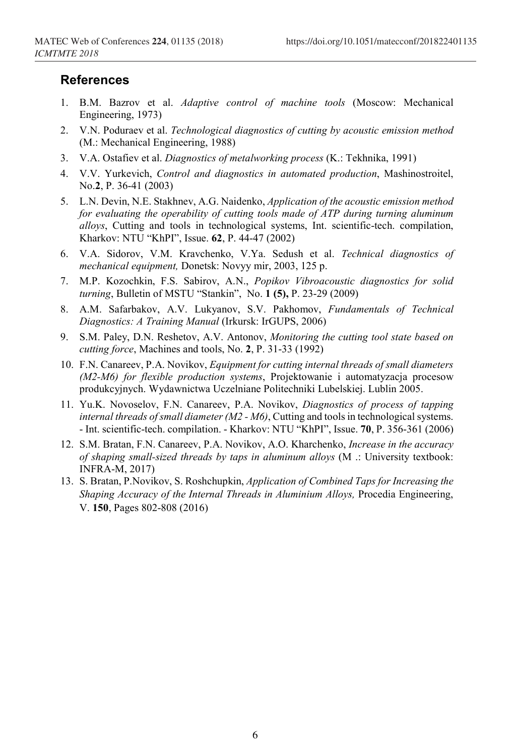## References

1. B.M. Bazrov et al. *Adaptive control of machine tools* (Moscow: Mechanical Engineering, 1973)
2. V.N. Poduraev et al. *Technological diagnostics of cutting by acoustic emission method* (M.: Mechanical Engineering, 1988)
3. V.A. Ostafiev et al. *Diagnostics of metalworking process* (K.: Tekhnika, 1991)
4. V.V. Yurkevich, *Control and diagnostics in automated production*, Mashinostroitel, No.**2**, P. 36-41 (2003)
5. L.N. Devin, N.E. Stakhnev, A.G. Naidenko, *Application of the acoustic emission method for evaluating the operability of cutting tools made of ATP during turning aluminum alloys*, Cutting and tools in technological systems, Int. scientific-tech. compilation, Kharkov: NTU "KhPI", Issue. **62**, P. 44-47 (2002)
6. V.A. Sidorov, V.M. Kravchenko, V.Ya. Sedush et al. *Technical diagnostics of mechanical equipment,* Donetsk: Novyy mir, 2003, 125 p.
7. M.P. Kozochkin, F.S. Sabirov, A.N., *Popikov Vibroacoustic diagnostics for solid turning*, Bulletin of MSTU "Stankin", No. **1 (5),** P. 23-29 (2009)
8. A.M. Safarbakov, A.V. Lukyanov, S.V. Pakhomov, *Fundamentals of Technical Diagnostics: A Training Manual* (Irkursk: IrGUPS, 2006)
9. S.M. Paley, D.N. Reshetov, A.V. Antonov, *Monitoring the cutting tool state based on cutting force*, Machines and tools, No. **2**, P. 31-33 (1992)
10. F.N. Canareev, P.A. Novikov, *Equipment for cutting internal threads of small diameters (M2-M6) for flexible production systems*, Projektowanie i automatyzacja procesow produkcyjnych. Wydawnictwa Uczelniane Politechniki Lubelskiej. Lublin 2005.
11. Yu.K. Novoselov, F.N. Canareev, P.A. Novikov, *Diagnostics of process of tapping internal threads of small diameter (M2 - M6)*, Cutting and tools in technological systems. - Int. scientific-tech. compilation. - Kharkov: NTU "KhPI", Issue. **70**, P. 356-361 (2006)
12. S.M. Bratan, F.N. Canareev, P.A. Novikov, A.O. Kharchenko, *Increase in the accuracy of shaping small-sized threads by taps in aluminum alloys* (M .: University textbook: INFRA-M, 2017)
13. S. Bratan, P.Novikov, S. Roshchupkin, *Application of Combined Taps for Increasing the Shaping Accuracy of the Internal Threads in Aluminium Alloys,* Procedia Engineering, V. **150**, Pages 802-808 (2016)